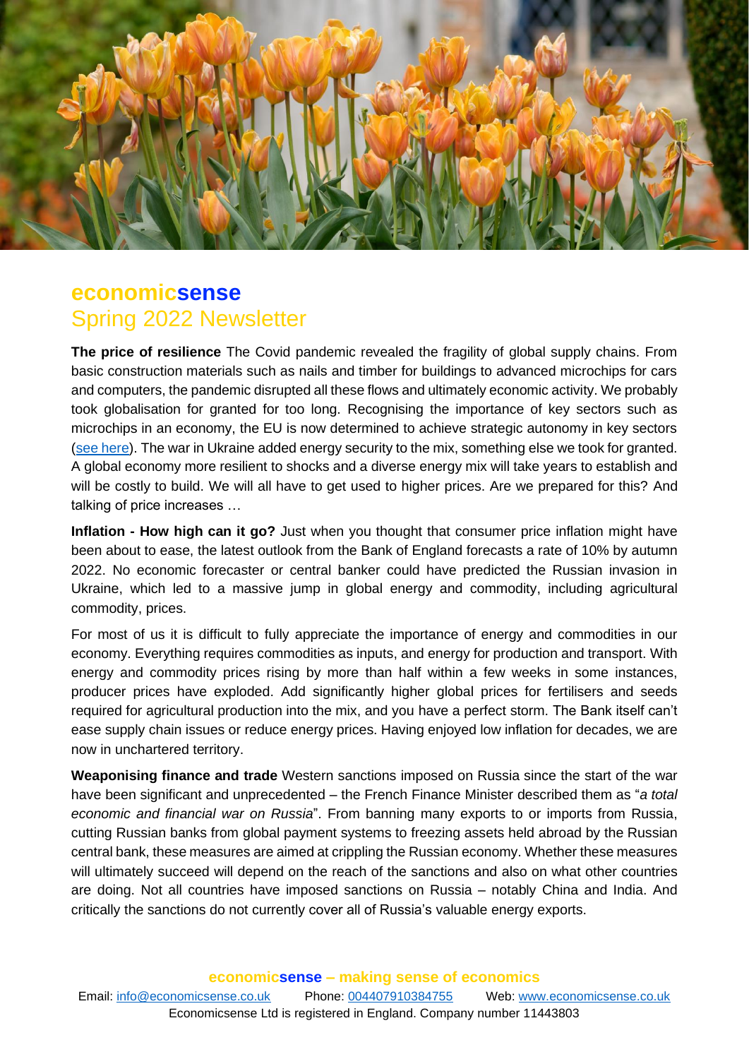# economicsense
## Spring 2022 Newsletter

**The price of resilience** The Covid pandemic revealed the fragility of global supply chains. From basic construction materials such as nails and timber for buildings to advanced microchips for cars and computers, the pandemic disrupted all these flows and ultimately economic activity. We probably took globalisation for granted for too long. Recognising the importance of key sectors such as microchips in an economy, the EU is now determined to achieve strategic autonomy in key sectors (see here). The war in Ukraine added energy security to the mix, something else we took for granted. A global economy more resilient to shocks and a diverse energy mix will take years to establish and will be costly to build. We will all have to get used to higher prices. Are we prepared for this? And talking of price increases …

**Inflation - How high can it go?** Just when you thought that consumer price inflation might have been about to ease, the latest outlook from the Bank of England forecasts a rate of 10% by autumn 2022. No economic forecaster or central banker could have predicted the Russian invasion in Ukraine, which led to a massive jump in global energy and commodity, including agricultural commodity, prices.

For most of us it is difficult to fully appreciate the importance of energy and commodities in our economy. Everything requires commodities as inputs, and energy for production and transport. With energy and commodity prices rising by more than half within a few weeks in some instances, producer prices have exploded. Add significantly higher global prices for fertilisers and seeds required for agricultural production into the mix, and you have a perfect storm. The Bank itself can't ease supply chain issues or reduce energy prices. Having enjoyed low inflation for decades, we are now in unchartered territory.

**Weaponising finance and trade** Western sanctions imposed on Russia since the start of the war have been significant and unprecedented – the French Finance Minister described them as "*a total economic and financial war on Russia*". From banning many exports to or imports from Russia, cutting Russian banks from global payment systems to freezing assets held abroad by the Russian central bank, these measures are aimed at crippling the Russian economy. Whether these measures will ultimately succeed will depend on the reach of the sanctions and also on what other countries are doing. Not all countries have imposed sanctions on Russia – notably China and India. And critically the sanctions do not currently cover all of Russia's valuable energy exports.

**economicsense – making sense of economics**

Email: info@economicsense.co.uk Phone: 004407910384755 Web: www.economicsense.co.uk

Economicsense Ltd is registered in England. Company number 11443803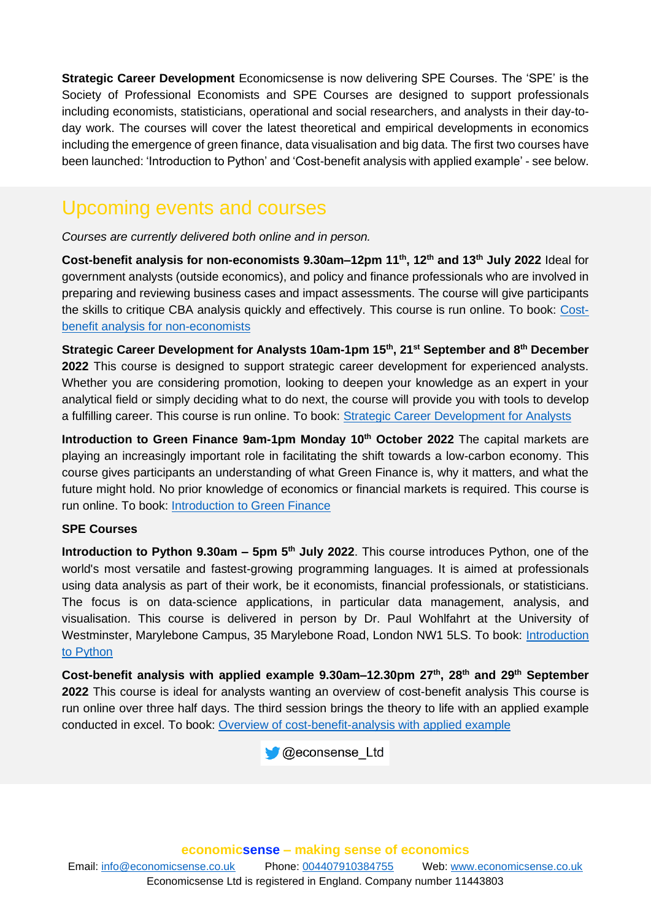**Strategic Career Development** Economicsense is now delivering SPE Courses. The 'SPE' is the Society of Professional Economists and SPE Courses are designed to support professionals including economists, statisticians, operational and social researchers, and analysts in their day-to-day work. The courses will cover the latest theoretical and empirical developments in economics including the emergence of green finance, data visualisation and big data. The first two courses have been launched: 'Introduction to Python' and 'Cost-benefit analysis with applied example' - see below.

## Upcoming events and courses

*Courses are currently delivered both online and in person.*

**Cost-benefit analysis for non-economists 9.30am–12pm 11th, 12th and 13th July 2022** Ideal for government analysts (outside economics), and policy and finance professionals who are involved in preparing and reviewing business cases and impact assessments. The course will give participants the skills to critique CBA analysis quickly and effectively. This course is run online. To book: Cost-benefit analysis for non-economists

**Strategic Career Development for Analysts 10am-1pm 15th, 21st September and 8th December 2022** This course is designed to support strategic career development for experienced analysts. Whether you are considering promotion, looking to deepen your knowledge as an expert in your analytical field or simply deciding what to do next, the course will provide you with tools to develop a fulfilling career. This course is run online. To book: Strategic Career Development for Analysts

**Introduction to Green Finance 9am-1pm Monday 10th October 2022** The capital markets are playing an increasingly important role in facilitating the shift towards a low-carbon economy. This course gives participants an understanding of what Green Finance is, why it matters, and what the future might hold. No prior knowledge of economics or financial markets is required. This course is run online. To book: Introduction to Green Finance

**SPE Courses**

**Introduction to Python 9.30am – 5pm 5th July 2022**. This course introduces Python, one of the world's most versatile and fastest-growing programming languages. It is aimed at professionals using data analysis as part of their work, be it economists, financial professionals, or statisticians. The focus is on data-science applications, in particular data management, analysis, and visualisation. This course is delivered in person by Dr. Paul Wohlfahrt at the University of Westminster, Marylebone Campus, 35 Marylebone Road, London NW1 5LS. To book: Introduction to Python

**Cost-benefit analysis with applied example 9.30am–12.30pm 27th, 28th and 29th September 2022** This course is ideal for analysts wanting an overview of cost-benefit analysis This course is run online over three half days. The third session brings the theory to life with an applied example conducted in excel. To book: Overview of cost-benefit-analysis with applied example

@econsense_Ltd

**economicsense – making sense of economics**

Email: info@economicsense.co.uk Phone: 004407910384755 Web: www.economicsense.co.uk

Economicsense Ltd is registered in England. Company number 11443803